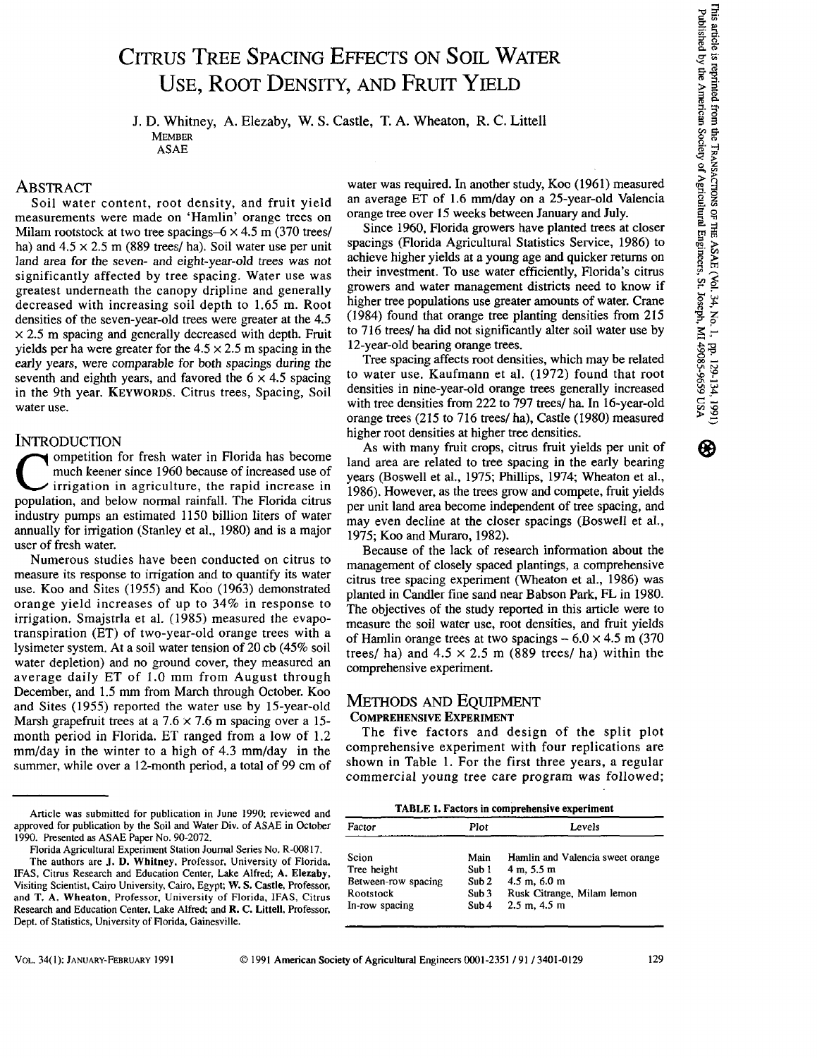# Citrus Tree Spacing Effects on Soil Water Use, Root Density, and Fruit Yield

J. D. Whitney, A. Elezaby, W. S. Castle, T. A. Wheaton, R. C. Littell
MEMBER
ASAE

## Abstract

Soil water content, root density, and fruit yield measurements were made on 'Hamlin' orange trees on Milam rootstock at two tree spacings–6 × 4.5 m (370 trees/ ha) and 4.5 × 2.5 m (889 trees/ ha). Soil water use per unit land area for the seven- and eight-year-old trees was not significantly affected by tree spacing. Water use was greatest underneath the canopy dripline and generally decreased with increasing soil depth to 1.65 m. Root densities of the seven-year-old trees were greater at the 4.5 × 2.5 m spacing and generally decreased with depth. Fruit yields per ha were greater for the 4.5 × 2.5 m spacing in the early years, were comparable for both spacings during the seventh and eighth years, and favored the 6 × 4.5 spacing in the 9th year. **Keywords.** Citrus trees, Spacing, Soil water use.

## Introduction

Competition for fresh water in Florida has become much keener since 1960 because of increased use of irrigation in agriculture, the rapid increase in population, and below normal rainfall. The Florida citrus industry pumps an estimated 1150 billion liters of water annually for irrigation (Stanley et al., 1980) and is a major user of fresh water.

Numerous studies have been conducted on citrus to measure its response to irrigation and to quantify its water use. Koo and Sites (1955) and Koo (1963) demonstrated orange yield increases of up to 34% in response to irrigation. Smajstrla et al. (1985) measured the evapotranspiration (ET) of two-year-old orange trees with a lysimeter system. At a soil water tension of 20 cb (45% soil water depletion) and no ground cover, they measured an average daily ET of 1.0 mm from August through December, and 1.5 mm from March through October. Koo and Sites (1955) reported the water use by 15-year-old Marsh grapefruit trees at a 7.6 × 7.6 m spacing over a 15-month period in Florida. ET ranged from a low of 1.2 mm/day in the winter to a high of 4.3 mm/day in the summer, while over a 12-month period, a total of 99 cm of water was required. In another study, Koo (1961) measured an average ET of 1.6 mm/day on a 25-year-old Valencia orange tree over 15 weeks between January and July.

Since 1960, Florida growers have planted trees at closer spacings (Florida Agricultural Statistics Service, 1986) to achieve higher yields at a young age and quicker returns on their investment. To use water efficiently, Florida's citrus growers and water management districts need to know if higher tree populations use greater amounts of water. Crane (1984) found that orange tree planting densities from 215 to 716 trees/ ha did not significantly alter soil water use by 12-year-old bearing orange trees.

Tree spacing affects root densities, which may be related to water use. Kaufmann et al. (1972) found that root densities in nine-year-old orange trees generally increased with tree densities from 222 to 797 trees/ ha. In 16-year-old orange trees (215 to 716 trees/ ha), Castle (1980) measured higher root densities at higher tree densities.

As with many fruit crops, citrus fruit yields per unit of land area are related to tree spacing in the early bearing years (Boswell et al., 1975; Phillips, 1974; Wheaton et al., 1986). However, as the trees grow and compete, fruit yields per unit land area become independent of tree spacing, and may even decline at the closer spacings (Boswell et al., 1975; Koo and Muraro, 1982).

Because of the lack of research information about the management of closely spaced plantings, a comprehensive citrus tree spacing experiment (Wheaton et al., 1986) was planted in Candler fine sand near Babson Park, FL in 1980. The objectives of the study reported in this article were to measure the soil water use, root densities, and fruit yields of Hamlin orange trees at two spacings – 6.0 × 4.5 m (370 trees/ ha) and 4.5 × 2.5 m (889 trees/ ha) within the comprehensive experiment.

## Methods and Equipment

### Comprehensive Experiment

The five factors and design of the split plot comprehensive experiment with four replications are shown in Table 1. For the first three years, a regular commercial young tree care program was followed;

**TABLE 1. Factors in comprehensive experiment**

| Factor | Plot | Levels |
|---|---|---|
| Scion | Main | Hamlin and Valencia sweet orange |
| Tree height | Sub 1 | 4 m, 5.5 m |
| Between-row spacing | Sub 2 | 4.5 m, 6.0 m |
| Rootstock | Sub 3 | Rusk Citrange, Milam lemon |
| In-row spacing | Sub 4 | 2.5 m, 4.5 m |

Article was submitted for publication in June 1990; reviewed and approved for publication by the Soil and Water Div. of ASAE in October 1990. Presented as ASAE Paper No. 90-2072.

Florida Agricultural Experiment Station Journal Series No. R-00817.

The authors are **J. D. Whitney**, Professor, University of Florida, IFAS, Citrus Research and Education Center, Lake Alfred; **A. Elezaby**, Visiting Scientist, Cairo University, Cairo, Egypt; **W. S. Castle**, Professor, and **T. A. Wheaton**, Professor, University of Florida, IFAS, Citrus Research and Education Center, Lake Alfred; and **R. C. Littell**, Professor, Dept. of Statistics, University of Florida, Gainesville.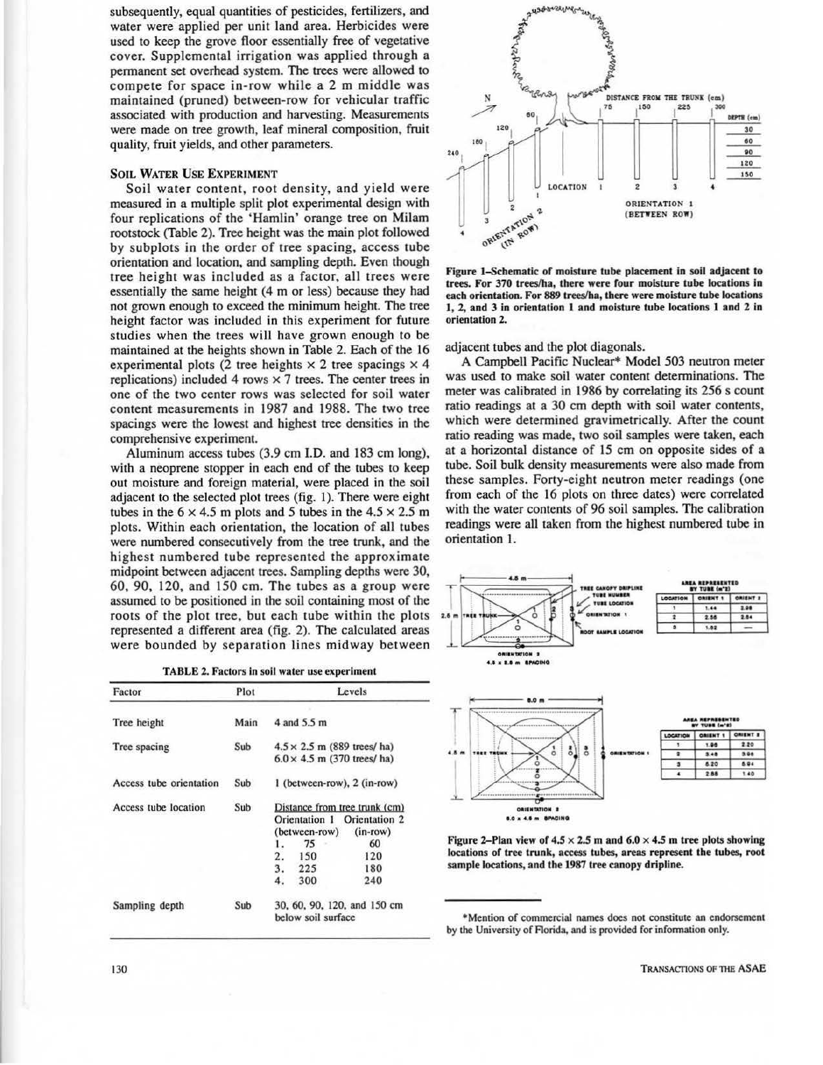subsequently, equal quantities of pesticides, fertilizers, and water were applied per unit land area. Herbicides were used to keep the grove floor essentially free of vegetative cover. Supplemental irrigation was applied through a permanent set overhead system. The trees were allowed to compete for space in-row while a 2 m middle was maintained (pruned) between-row for vehicular traffic associated with production and harvesting. Measurements were made on tree growth, leaf mineral composition, fruit quality, fruit yields, and other parameters.

### SOIL WATER USE EXPERIMENT

Soil water content, root density, and yield were measured in a multiple split plot experimental design with four replications of the 'Hamlin' orange tree on Milam rootstock (Table 2). Tree height was the main plot followed by subplots in the order of tree spacing, access tube orientation and location, and sampling depth. Even though tree height was included as a factor, all trees were essentially the same height (4 m or less) because they had not grown enough to exceed the minimum height. The tree height factor was included in this experiment for future studies when the trees will have grown enough to be maintained at the heights shown in Table 2. Each of the 16 experimental plots (2 tree heights × 2 tree spacings × 4 replications) included 4 rows × 7 trees. The center trees in one of the two center rows was selected for soil water content measurements in 1987 and 1988. The two tree spacings were the lowest and highest tree densities in the comprehensive experiment.

Aluminum access tubes (3.9 cm I.D. and 183 cm long), with a neoprene stopper in each end of the tubes to keep out moisture and foreign material, were placed in the soil adjacent to the selected plot trees (fig. 1). There were eight tubes in the 6 × 4.5 m plots and 5 tubes in the 4.5 × 2.5 m plots. Within each orientation, the location of all tubes were numbered consecutively from the tree trunk, and the highest numbered tube represented the approximate midpoint between adjacent trees. Sampling depths were 30, 60, 90, 120, and 150 cm. The tubes as a group were assumed to be positioned in the soil containing most of the roots of the plot tree, but each tube within the plots represented a different area (fig. 2). The calculated areas were bounded by separation lines midway between adjacent tubes and the plot diagonals.

TABLE 2. Factors in soil water use experiment

| Factor | Plot | Levels | |
|---|---|---|---|
| Tree height | Main | 4 and 5.5 m | |
| Tree spacing | Sub | 4.5 × 2.5 m (889 trees/ ha)<br>6.0 × 4.5 m (370 trees/ ha) | |
| Access tube orientation | Sub | 1 (between-row), 2 (in-row) | |
| Access tube location | Sub | Distance from tree trunk (cm) | |
| | | Orientation 1 (between-row) | Orientation 2 (in-row) |
| | | 1. 75 | 60 |
| | | 2. 150 | 120 |
| | | 3. 225 | 180 |
| | | 4. 300 | 240 |
| Sampling depth | Sub | 30, 60, 90, 120, and 150 cm below soil surface | |

Figure 1–Schematic of moisture tube placement in soil adjacent to trees. For 370 trees/ha, there were four moisture tube locations in each orientation. For 889 trees/ha, there were moisture tube locations 1, 2, and 3 in orientation 1 and moisture tube locations 1 and 2 in orientation 2.

A Campbell Pacific Nuclear* Model 503 neutron meter was used to make soil water content determinations. The meter was calibrated in 1986 by correlating its 256 s count ratio readings at a 30 cm depth with soil water contents, which were determined gravimetrically. After the count ratio reading was made, two soil samples were taken, each at a horizontal distance of 15 cm on opposite sides of a tube. Soil bulk density measurements were also made from these samples. Forty-eight neutron meter readings (one from each of the 16 plots on three dates) were correlated with the water contents of 96 soil samples. The calibration readings were all taken from the highest numbered tube in orientation 1.

Area represented by tube ($m^2$), 4.5 × 2.5 m spacing:

| Location | Orient 1 | Orient 2 |
|---|---|---|
| 1 | 1.44 | 2.98 |
| 2 | 2.56 | 2.84 |
| 3 | 1.62 | — |

Area represented by tube ($m^2$), 6.0 × 4.5 m spacing:

| Location | Orient 1 | Orient 2 |
|---|---|---|
| 1 | 1.96 | 2.20 |
| 2 | 3.48 | 3.04 |
| 3 | 6.20 | 6.94 |
| 4 | 2.88 | 1.40 |

Figure 2–Plan view of 4.5 × 2.5 m and 6.0 × 4.5 m tree plots showing locations of tree trunk, access tubes, areas represent the tubes, root sample locations, and the 1987 tree canopy dripline.

*Mention of commercial names does not constitute an endorsement by the University of Florida, and is provided for information only.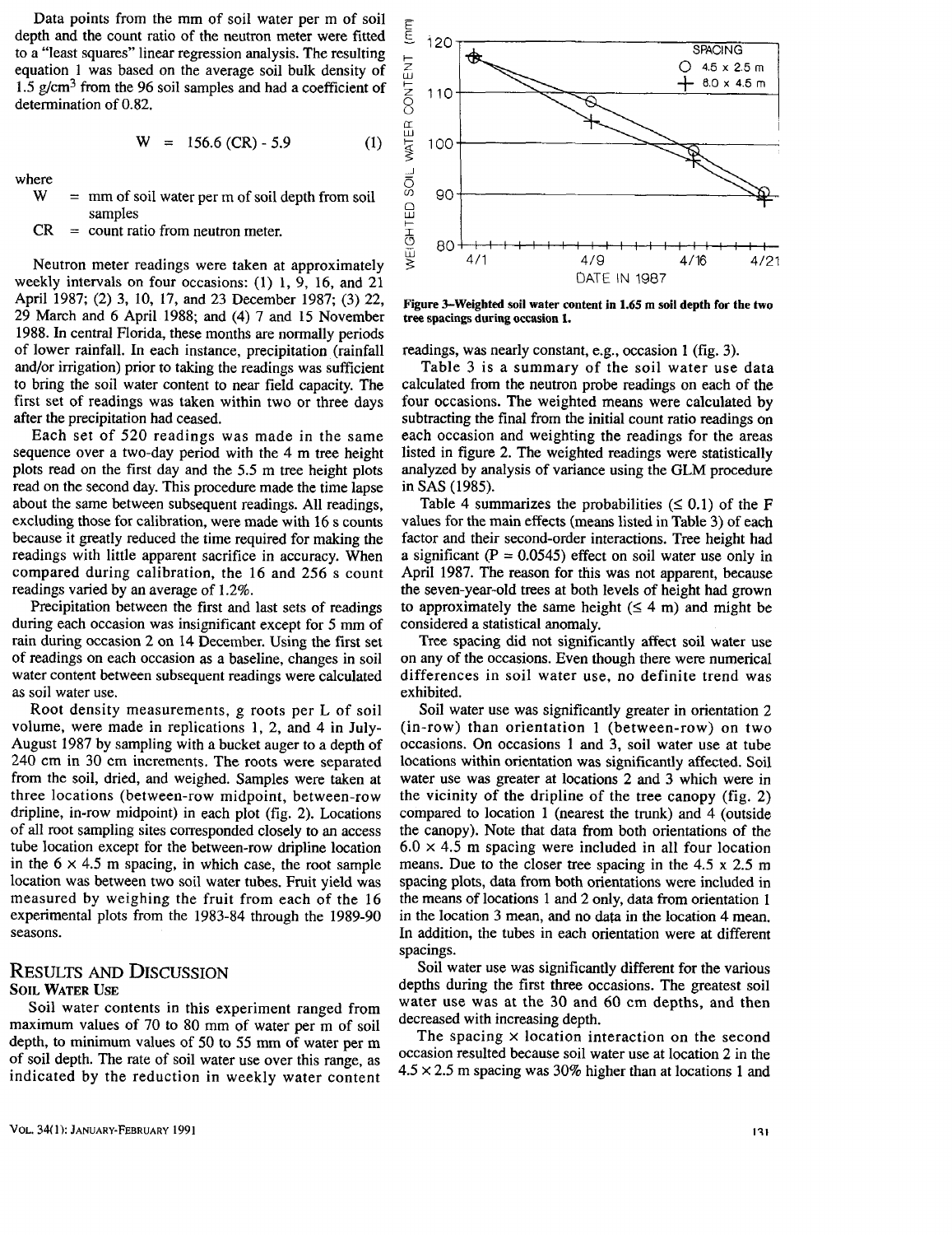Data points from the mm of soil water per m of soil depth and the count ratio of the neutron meter were fitted to a "least squares" linear regression analysis. The resulting equation 1 was based on the average soil bulk density of 1.5 g/cm$^3$ from the 96 soil samples and had a coefficient of determination of 0.82.

$$W = 156.6\,(CR) - 5.9 \qquad (1)$$

where

W = mm of soil water per m of soil depth from soil samples

CR = count ratio from neutron meter.

Neutron meter readings were taken at approximately weekly intervals on four occasions: (1) 1, 9, 16, and 21 April 1987; (2) 3, 10, 17, and 23 December 1987; (3) 22, 29 March and 6 April 1988; and (4) 7 and 15 November 1988. In central Florida, these months are normally periods of lower rainfall. In each instance, precipitation (rainfall and/or irrigation) prior to taking the readings was sufficient to bring the soil water content to near field capacity. The first set of readings was taken within two or three days after the precipitation had ceased.

Each set of 520 readings was made in the same sequence over a two-day period with the 4 m tree height plots read on the first day and the 5.5 m tree height plots read on the second day. This procedure made the time lapse about the same between subsequent readings. All readings, excluding those for calibration, were made with 16 s counts because it greatly reduced the time required for making the readings with little apparent sacrifice in accuracy. When compared during calibration, the 16 and 256 s count readings varied by an average of 1.2%.

Precipitation between the first and last sets of readings during each occasion was insignificant except for 5 mm of rain during occasion 2 on 14 December. Using the first set of readings on each occasion as a baseline, changes in soil water content between subsequent readings were calculated as soil water use.

Root density measurements, g roots per L of soil volume, were made in replications 1, 2, and 4 in July-August 1987 by sampling with a bucket auger to a depth of 240 cm in 30 cm increments. The roots were separated from the soil, dried, and weighed. Samples were taken at three locations (between-row midpoint, between-row dripline, in-row midpoint) in each plot (fig. 2). Locations of all root sampling sites corresponded closely to an access tube location except for the between-row dripline location in the 6 × 4.5 m spacing, in which case, the root sample location was between two soil water tubes. Fruit yield was measured by weighing the fruit from each of the 16 experimental plots from the 1983-84 through the 1989-90 seasons.

## Results and Discussion

### Soil Water Use

Soil water contents in this experiment ranged from maximum values of 70 to 80 mm of water per m of soil depth, to minimum values of 50 to 55 mm of water per m of soil depth. The rate of soil water use over this range, as indicated by the reduction in weekly water content readings, was nearly constant, e.g., occasion 1 (fig. 3).

Figure 3–Weighted soil water content in 1.65 m soil depth for the two tree spacings during occasion 1.

Table 3 is a summary of the soil water use data calculated from the neutron probe readings on each of the four occasions. The weighted means were calculated by subtracting the final from the initial count ratio readings on each occasion and weighting the readings for the areas listed in figure 2. The weighted readings were statistically analyzed by analysis of variance using the GLM procedure in SAS (1985).

Table 4 summarizes the probabilities ($\leq 0.1$) of the F values for the main effects (means listed in Table 3) of each factor and their second-order interactions. Tree height had a significant ($P = 0.0545$) effect on soil water use only in April 1987. The reason for this was not apparent, because the seven-year-old trees at both levels of height had grown to approximately the same height ($\leq 4$ m) and might be considered a statistical anomaly.

Tree spacing did not significantly affect soil water use on any of the occasions. Even though there were numerical differences in soil water use, no definite trend was exhibited.

Soil water use was significantly greater in orientation 2 (in-row) than orientation 1 (between-row) on two occasions. On occasions 1 and 3, soil water use at tube locations within orientation was significantly affected. Soil water use was greater at locations 2 and 3 which were in the vicinity of the dripline of the tree canopy (fig. 2) compared to location 1 (nearest the trunk) and 4 (outside the canopy). Note that data from both orientations of the 6.0 × 4.5 m spacing were included in all four location means. Due to the closer tree spacing in the 4.5 x 2.5 m spacing plots, data from both orientations were included in the means of locations 1 and 2 only, data from orientation 1 in the location 3 mean, and no data in the location 4 mean. In addition, the tubes in each orientation were at different spacings.

Soil water use was significantly different for the various depths during the first three occasions. The greatest soil water use was at the 30 and 60 cm depths, and then decreased with increasing depth.

The spacing × location interaction on the second occasion resulted because soil water use at location 2 in the 4.5 × 2.5 m spacing was 30% higher than at locations 1 and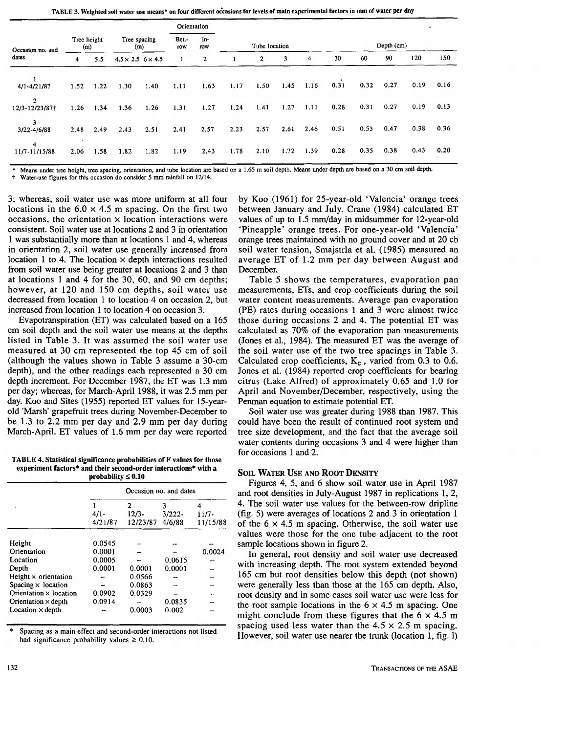TABLE 3. Weighted soil water use means* on four different occasions for levels of main experimental factors in mm of water per day

| Occasion no. and dates | Tree height (m) | | Tree spacing (m) | | Orientation | | Tube location | | | | Depth (cm) | | | | |
|---|---|---|---|---|---|---|---|---|---|---|---|---|---|---|---|
| | | | | | Bet.-row | In-row | | | | | | | | | |
| | 4 | 5.5 | 4.5 × 2.5 | 6 × 4.5 | 1 | 2 | 1 | 2 | 3 | 4 | 30 | 60 | 90 | 120 | 150 |
| 1 4/1-4/21/87 | 1.52 | 1.22 | 1.30 | 1.40 | 1.11 | 1.63 | 1.17 | 1.50 | 1.45 | 1.16 | 0.31 | 0.32 | 0.27 | 0.19 | 0.16 |
| 2 12/3-12/23/87† | 1.26 | 1.34 | 1.36 | 1.26 | 1.31 | 1.27 | 1.24 | 1.41 | 1.27 | 1.11 | 0.28 | 0.31 | 0.27 | 0.19 | 0.13 |
| 3 3/22-4/6/88 | 2.48 | 2.49 | 2.43 | 2.51 | 2.41 | 2.57 | 2.23 | 2.57 | 2.61 | 2.46 | 0.51 | 0.53 | 0.47 | 0.38 | 0.36 |
| 4 11/7-11/15/88 | 2.06 | 1.58 | 1.82 | 1.82 | 1.19 | 2.43 | 1.78 | 2.10 | 1.72 | 1.39 | 0.28 | 0.35 | 0.38 | 0.43 | 0.20 |

\* Means under tree height, tree spacing, orientation, and tube location are based on a 1.65 m soil depth. Means under depth are based on a 30 cm soil depth.
† Water-use figures for this occasion do consider 5 mm rainfall on 12/14.

3; whereas, soil water use was more uniform at all four locations in the 6.0 × 4.5 m spacing. On the first two occasions, the orientation × location interactions were consistent. Soil water use at locations 2 and 3 in orientation 1 was substantially more than at locations 1 and 4, whereas in orientation 2, soil water use generally increased from location 1 to 4. The location × depth interactions resulted from soil water use being greater at locations 2 and 3 than at locations 1 and 4 for the 30, 60, and 90 cm depths; however, at 120 and 150 cm depths, soil water use decreased from location 1 to location 4 on occasion 2, but increased from location 1 to location 4 on occasion 3.

Evapotranspiration (ET) was calculated based on a 165 cm soil depth and the soil water use means at the depths listed in Table 3. It was assumed the soil water use measured at 30 cm represented the top 45 cm of soil (although the values shown in Table 3 assume a 30-cm depth), and the other readings each represented a 30 cm depth increment. For December 1987, the ET was 1.3 mm per day; whereas, for March-April 1988, it was 2.5 mm per day. Koo and Sites (1955) reported ET values for 15-year-old 'Marsh' grapefruit trees during November-December to be 1.3 to 2.2 mm per day and 2.9 mm per day during March-April. ET values of 1.6 mm per day were reported by Koo (1961) for 25-year-old 'Valencia' orange trees between January and July. Crane (1984) calculated ET values of up to 1.5 mm/day in midsummer for 12-year-old 'Pineapple' orange trees. For one-year-old 'Valencia' orange trees maintained with no ground cover and at 20 cb soil water tension, Smajstrla et al. (1985) measured an average ET of 1.2 mm per day between August and December.

TABLE 4. Statistical significance probabilities of F values for those experiment factors* and their second-order interactions* with a probability ≤ 0.10

| | Occasion no. and dates | | | |
|---|---|---|---|---|
| | 1 4/1-4/21/87 | 2 12/3-12/23/87 | 3 3/222-4/6/88 | 4 11/7-11/15/88 |
| Height | 0.0545 | -- | -- | -- |
| Orientation | 0.0001 | -- | -- | 0.0024 |
| Location | 0.0005 | -- | 0.0615 | -- |
| Depth | 0.0001 | 0.0001 | 0.0001 | -- |
| Height × orientation | -- | 0.0566 | -- | -- |
| Spacing × location | -- | 0.0863 | -- | -- |
| Orientation × location | 0.0902 | 0.0329 | -- | -- |
| Orientation × depth | 0.0914 | -- | 0.0835 | -- |
| Location × depth | -- | 0.0003 | 0.002 | -- |

\* Spacing as a main effect and second-order interactions not listed had significance probability values ≥ 0.10.

Table 5 shows the temperatures, evaporation pan measurements, ETs, and crop coefficients during the soil water content measurements. Average pan evaporation (PE) rates during occasions 1 and 3 were almost twice those during occasions 2 and 4. The potential ET was calculated as 70% of the evaporation pan measurements (Jones et al., 1984). The measured ET was the average of the soil water use of the two tree spacings in Table 3. Calculated crop coefficients, $K_c$, varied from 0.3 to 0.6. Jones et al. (1984) reported crop coefficients for bearing citrus (Lake Alfred) of approximately 0.65 and 1.0 for April and November/December, respectively, using the Penman equation to estimate potential ET.

Soil water use was greater during 1988 than 1987. This could have been the result of continued root system and tree size development, and the fact that the average soil water contents during occasions 3 and 4 were higher than for occasions 1 and 2.

## SOIL WATER USE AND ROOT DENSITY

Figures 4, 5, and 6 show soil water use in April 1987 and root densities in July-August 1987 in replications 1, 2, 4. The soil water use values for the between-row dripline (fig. 5) were averages of locations 2 and 3 in orientation 1 of the 6 × 4.5 m spacing. Otherwise, the soil water use values were those for the one tube adjacent to the root sample locations shown in figure 2.

In general, root density and soil water use decreased with increasing depth. The root system extended beyond 165 cm but root densities below this depth (not shown) were generally less than those at the 165 cm depth. Also, root density and in some cases soil water use were less for the root sample locations in the 6 × 4.5 m spacing. One might conclude from these figures that the 6 × 4.5 m spacing used less water than the 4.5 × 2.5 m spacing. However, soil water use nearer the trunk (location 1, fig. 1)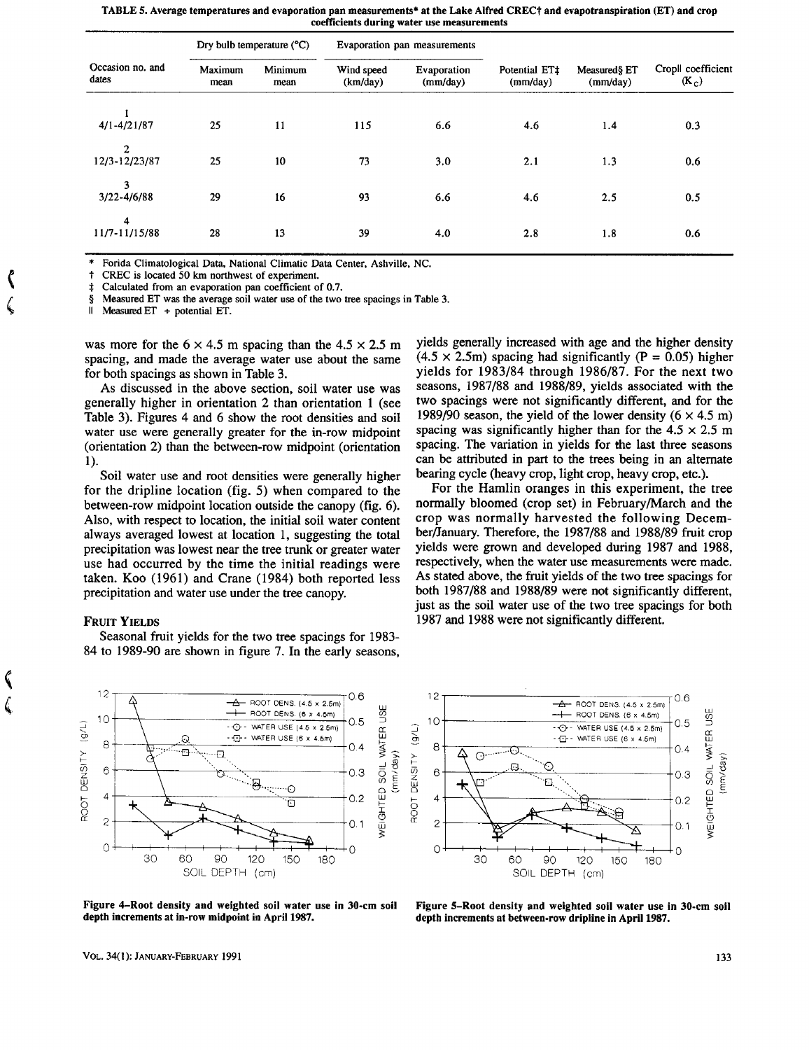TABLE 5. Average temperatures and evaporation pan measurements* at the Lake Alfred CREC† and evapotranspiration (ET) and crop coefficients during water use measurements

| Occasion no. and dates | Dry bulb temperature (°C) | | Evaporation pan measurements | | | | |
|---|---|---|---|---|---|---|---|
| | Maximum mean | Minimum mean | Wind speed (km/day) | Evaporation (mm/day) | Potential ET‡ (mm/day) | Measured§ ET (mm/day) | Crop‖ coefficient ($K_C$) |
| 1 4/1-4/21/87 | 25 | 11 | 115 | 6.6 | 4.6 | 1.4 | 0.3 |
| 2 12/3-12/23/87 | 25 | 10 | 73 | 3.0 | 2.1 | 1.3 | 0.6 |
| 3 3/22-4/6/88 | 29 | 16 | 93 | 6.6 | 4.6 | 2.5 | 0.5 |
| 4 11/7-11/15/88 | 28 | 13 | 39 | 4.0 | 2.8 | 1.8 | 0.6 |

\* Forida Climatological Data, National Climatic Data Center, Ashville, NC.

† CREC is located 50 km northwest of experiment.

‡ Calculated from an evaporation pan coefficient of 0.7.

§ Measured ET was the average soil water use of the two tree spacings in Table 3.

‖ Measured ET ÷ potential ET.

was more for the 6 × 4.5 m spacing than the 4.5 × 2.5 m spacing, and made the average water use about the same for both spacings as shown in Table 3.

As discussed in the above section, soil water use was generally higher in orientation 2 than orientation 1 (see Table 3). Figures 4 and 6 show the root densities and soil water use were generally greater for the in-row midpoint (orientation 2) than the between-row midpoint (orientation 1).

Soil water use and root densities were generally higher for the dripline location (fig. 5) when compared to the between-row midpoint location outside the canopy (fig. 6). Also, with respect to location, the initial soil water content always averaged lowest at location 1, suggesting the total precipitation was lowest near the tree trunk or greater water use had occurred by the time the initial readings were taken. Koo (1961) and Crane (1984) both reported less precipitation and water use under the tree canopy.

## FRUIT YIELDS

Seasonal fruit yields for the two tree spacings for 1983-84 to 1989-90 are shown in figure 7. In the early seasons, yields generally increased with age and the higher density (4.5 × 2.5m) spacing had significantly (P = 0.05) higher yields for 1983/84 through 1986/87. For the next two seasons, 1987/88 and 1988/89, yields associated with the two spacings were not significantly different, and for the 1989/90 season, the yield of the lower density (6 × 4.5 m) spacing was significantly higher than for the 4.5 × 2.5 m spacing. The variation in yields for the last three seasons can be attributed in part to the trees being in an alternate bearing cycle (heavy crop, light crop, heavy crop, etc.).

For the Hamlin oranges in this experiment, the tree normally bloomed (crop set) in February/March and the crop was normally harvested the following December/January. Therefore, the 1987/88 and 1988/89 fruit crop yields were grown and developed during 1987 and 1988, respectively, when the water use measurements were made. As stated above, the fruit yields of the two tree spacings for both 1987/88 and 1988/89 were not significantly different, just as the soil water use of the two tree spacings for both 1987 and 1988 were not significantly different.

Figure 4–Root density and weighted soil water use in 30-cm soil depth increments at in-row midpoint in April 1987.

Figure 5–Root density and weighted soil water use in 30-cm soil depth increments at between-row dripline in April 1987.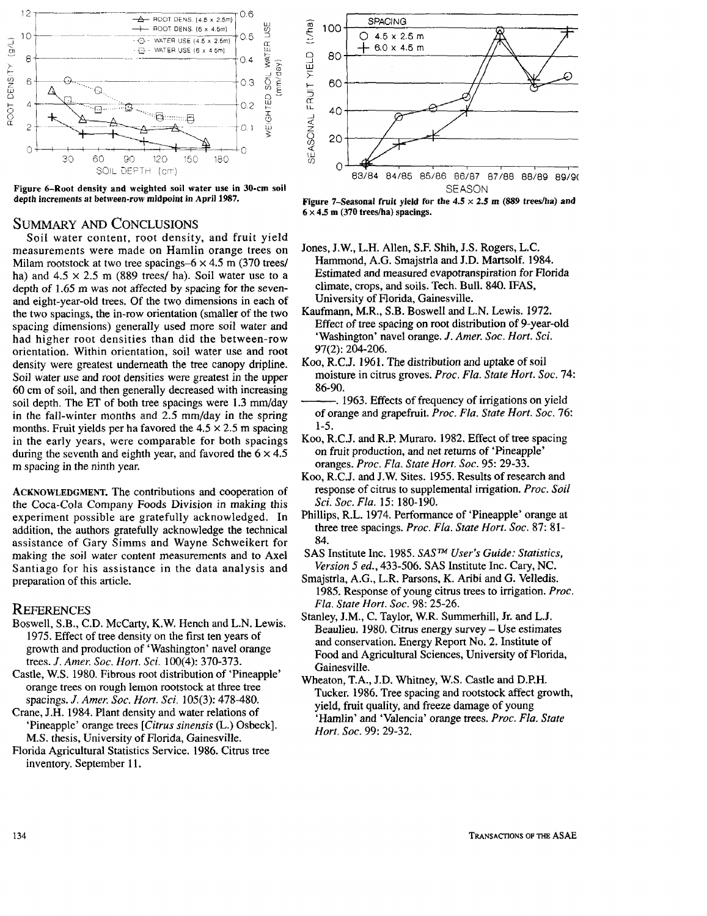ROOT DENS. (4.5 x 2.5m)
ROOT DENS. (6 x 4.5m)
WATER USE (4.5 x 2.5m)
WATER USE (6 x 4.5m)

ROOT DENSITY (g/L)
WEIGHTED SOIL WATER USE (mm/day)

12
10
8
6
4
2
0

0.6
0.5
0.4
0.3
0.2
0.1
0

30 60 90 120 150 180
SOIL DEPTH (cm)

**Figure 6–Root density and weighted soil water use in 30-cm soil depth increments at between-row midpoint in April 1987.**

SEASONAL FRUIT YIELD (t/ha)

SPACING
4.5 x 2.5 m
6.0 x 4.5 m

100
80
60
40
20
0

83/84 84/85 85/86 86/87 87/88 88/89 89/90
SEASON

**Figure 7–Seasonal fruit yield for the 4.5 × 2.5 m (889 trees/ha) and 6 × 4.5 m (370 trees/ha) spacings.**

## Summary and Conclusions

Soil water content, root density, and fruit yield measurements were made on Hamlin orange trees on Milam rootstock at two tree spacings–6 × 4.5 m (370 trees/ha) and 4.5 × 2.5 m (889 trees/ ha). Soil water use to a depth of 1.65 m was not affected by spacing for the seven- and eight-year-old trees. Of the two dimensions in each of the two spacings, the in-row orientation (smaller of the two spacing dimensions) generally used more soil water and had higher root densities than did the between-row orientation. Within orientation, soil water use and root density were greatest underneath the tree canopy dripline. Soil water use and root densities were greatest in the upper 60 cm of soil, and then generally decreased with increasing soil depth. The ET of both tree spacings were 1.3 mm/day in the fall-winter months and 2.5 mm/day in the spring months. Fruit yields per ha favored the 4.5 × 2.5 m spacing in the early years, were comparable for both spacings during the seventh and eighth year, and favored the 6 × 4.5 m spacing in the ninth year.

**Acknowledgment.** The contributions and cooperation of the Coca-Cola Company Foods Division in making this experiment possible are gratefully acknowledged. In addition, the authors gratefully acknowledge the technical assistance of Gary Simms and Wayne Schweikert for making the soil water content measurements and to Axel Santiago for his assistance in the data analysis and preparation of this article.

## References

Boswell, S.B., C.D. McCarty, K.W. Hench and L.N. Lewis. 1975. Effect of tree density on the first ten years of growth and production of 'Washington' navel orange trees. *J. Amer. Soc. Hort. Sci.* 100(4): 370-373.

Castle, W.S. 1980. Fibrous root distribution of 'Pineapple' orange trees on rough lemon rootstock at three tree spacings. *J. Amer. Soc. Hort. Sci.* 105(3): 478-480.

Crane, J.H. 1984. Plant density and water relations of 'Pineapple' orange trees [*Citrus sinensis* (L.) Osbeck]. M.S. thesis, University of Florida, Gainesville.

Florida Agricultural Statistics Service. 1986. Citrus tree inventory. September 11.

Jones, J.W., L.H. Allen, S.F. Shih, J.S. Rogers, L.C. Hammond, A.G. Smajstrla and J.D. Martsolf. 1984. Estimated and measured evapotranspiration for Florida climate, crops, and soils. Tech. Bull. 840. IFAS, University of Florida, Gainesville.

Kaufmann, M.R., S.B. Boswell and L.N. Lewis. 1972. Effect of tree spacing on root distribution of 9-year-old 'Washington' navel orange. *J. Amer. Soc. Hort. Sci.* 97(2): 204-206.

Koo, R.C.J. 1961. The distribution and uptake of soil moisture in citrus groves. *Proc. Fla. State Hort. Soc.* 74: 86-90.

———. 1963. Effects of frequency of irrigations on yield of orange and grapefruit. *Proc. Fla. State Hort. Soc.* 76: 1-5.

Koo, R.C.J. and R.P. Muraro. 1982. Effect of tree spacing on fruit production, and net returns of 'Pineapple' oranges. *Proc. Fla. State Hort. Soc.* 95: 29-33.

Koo, R.C.J. and J.W. Sites. 1955. Results of research and response of citrus to supplemental irrigation. *Proc. Soil Sci. Soc. Fla.* 15: 180-190.

Phillips, R.L. 1974. Performance of 'Pineapple' orange at three tree spacings. *Proc. Fla. State Hort. Soc.* 87: 81-84.

SAS Institute Inc. 1985. *SAS™ User's Guide: Statistics, Version 5 ed.*, 433-506. SAS Institute Inc. Cary, NC.

Smajstrla, A.G., L.R. Parsons, K. Aribi and G. Velledis. 1985. Response of young citrus trees to irrigation. *Proc. Fla. State Hort. Soc.* 98: 25-26.

Stanley, J.M., C. Taylor, W.R. Summerhill, Jr. and L.J. Beaulieu. 1980. Citrus energy survey – Use estimates and conservation. Energy Report No. 2. Institute of Food and Agricultural Sciences, University of Florida, Gainesville.

Wheaton, T.A., J.D. Whitney, W.S. Castle and D.P.H. Tucker. 1986. Tree spacing and rootstock affect growth, yield, fruit quality, and freeze damage of young 'Hamlin' and 'Valencia' orange trees. *Proc. Fla. State Hort. Soc.* 99: 29-32.